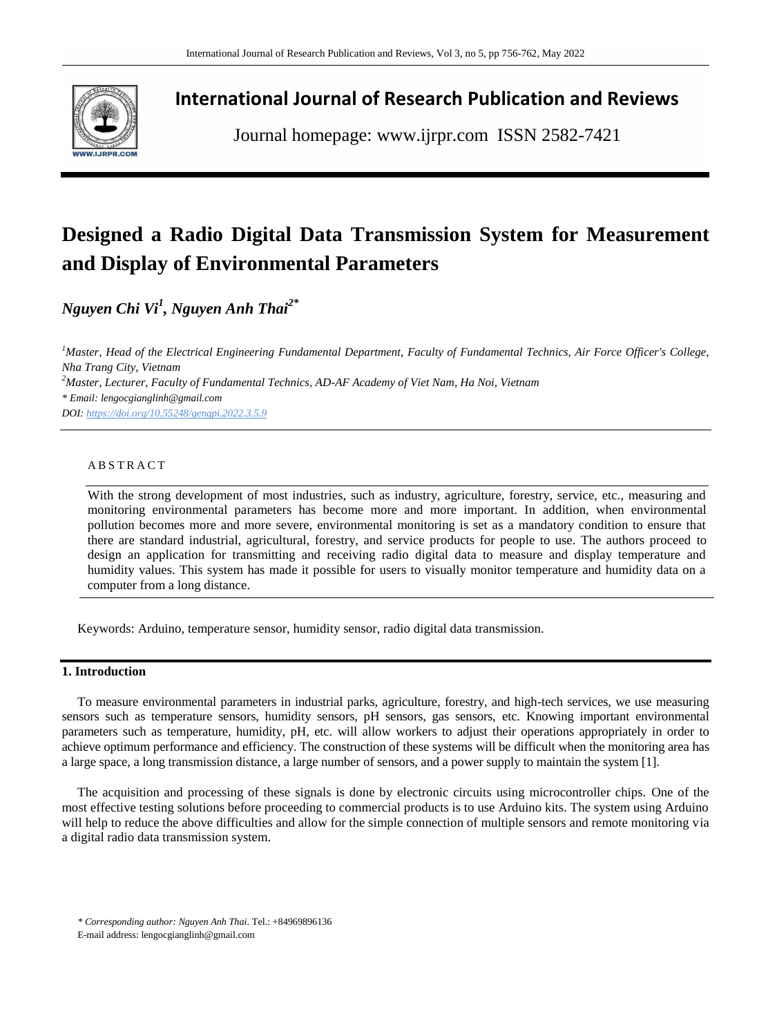# International Journal of Research Publication and Reviews

Journal homepage: www.ijrpr.com ISSN 2582-7421

# Designed a Radio Digital Data Transmission System for Measurement and Display of Environmental Parameters

***Nguyen Chi Vi*[1], *Nguyen Anh Thai*[2*]**

[1]*Master, Head of the Electrical Engineering Fundamental Department, Faculty of Fundamental Technics, Air Force Officer's College, Nha Trang City, Vietnam*

[2]*Master, Lecturer, Faculty of Fundamental Technics, AD-AF Academy of Viet Nam, Ha Noi, Vietnam*

*\* Email: lengocgianglinh@gmail.com*

*DOI: https://doi.org/10.55248/gengpi.2022.3.5.9*

## ABSTRACT

With the strong development of most industries, such as industry, agriculture, forestry, service, etc., measuring and monitoring environmental parameters has become more and more important. In addition, when environmental pollution becomes more and more severe, environmental monitoring is set as a mandatory condition to ensure that there are standard industrial, agricultural, forestry, and service products for people to use. The authors proceed to design an application for transmitting and receiving radio digital data to measure and display temperature and humidity values. This system has made it possible for users to visually monitor temperature and humidity data on a computer from a long distance.

Keywords: Arduino, temperature sensor, humidity sensor, radio digital data transmission.

## 1. Introduction

To measure environmental parameters in industrial parks, agriculture, forestry, and high-tech services, we use measuring sensors such as temperature sensors, humidity sensors, pH sensors, gas sensors, etc. Knowing important environmental parameters such as temperature, humidity, pH, etc. will allow workers to adjust their operations appropriately in order to achieve optimum performance and efficiency. The construction of these systems will be difficult when the monitoring area has a large space, a long transmission distance, a large number of sensors, and a power supply to maintain the system [1].

The acquisition and processing of these signals is done by electronic circuits using microcontroller chips. One of the most effective testing solutions before proceeding to commercial products is to use Arduino kits. The system using Arduino will help to reduce the above difficulties and allow for the simple connection of multiple sensors and remote monitoring via a digital radio data transmission system.

*\* Corresponding author: Nguyen Anh Thai*. Tel.: +84969896136

E-mail address: lengocgianglinh@gmail.com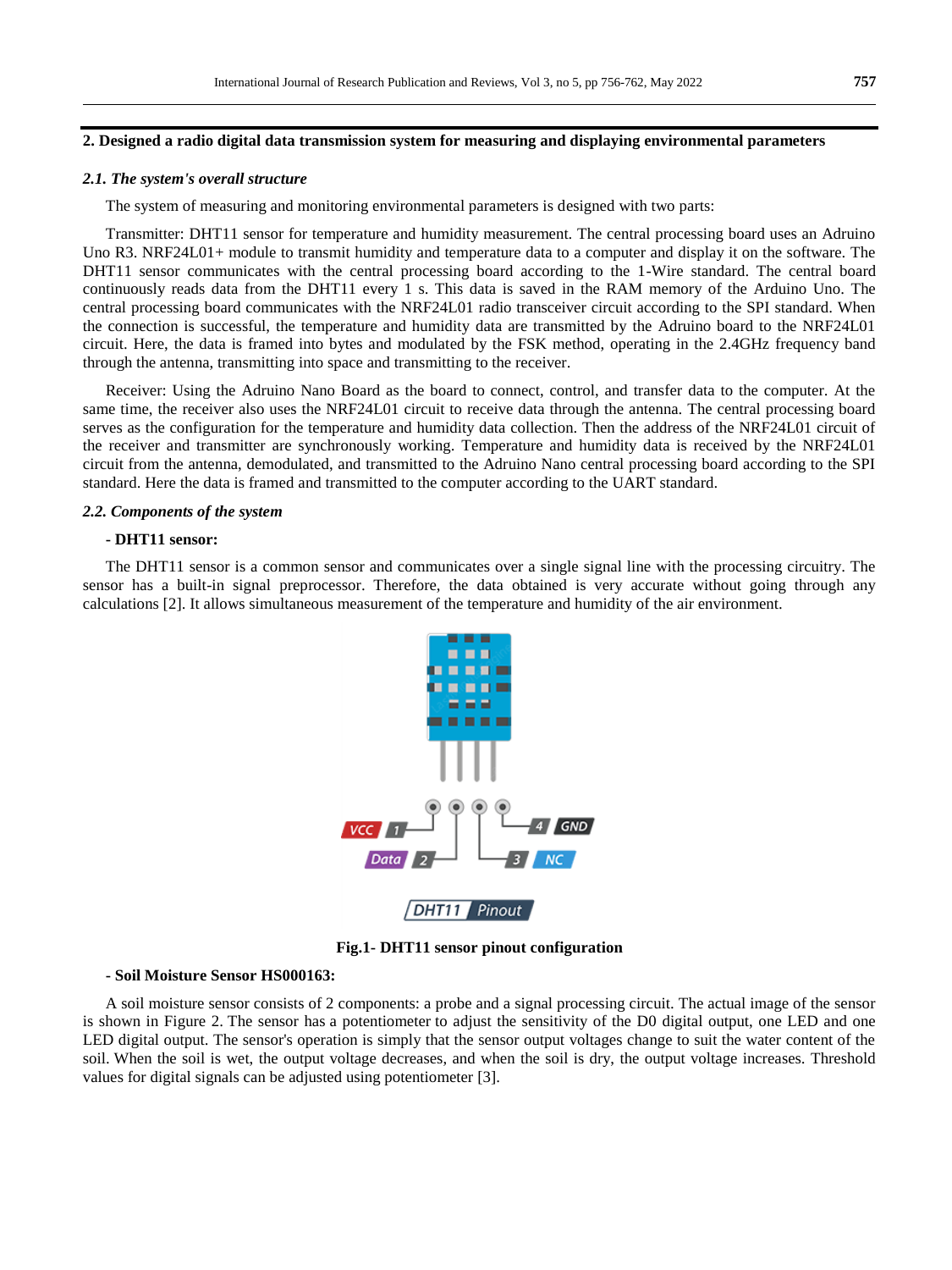## 2. Designed a radio digital data transmission system for measuring and displaying environmental parameters

### *2.1. The system's overall structure*

The system of measuring and monitoring environmental parameters is designed with two parts:

Transmitter: DHT11 sensor for temperature and humidity measurement. The central processing board uses an Adruino Uno R3. NRF24L01+ module to transmit humidity and temperature data to a computer and display it on the software. The DHT11 sensor communicates with the central processing board according to the 1-Wire standard. The central board continuously reads data from the DHT11 every 1 s. This data is saved in the RAM memory of the Arduino Uno. The central processing board communicates with the NRF24L01 radio transceiver circuit according to the SPI standard. When the connection is successful, the temperature and humidity data are transmitted by the Adruino board to the NRF24L01 circuit. Here, the data is framed into bytes and modulated by the FSK method, operating in the 2.4GHz frequency band through the antenna, transmitting into space and transmitting to the receiver.

Receiver: Using the Adruino Nano Board as the board to connect, control, and transfer data to the computer. At the same time, the receiver also uses the NRF24L01 circuit to receive data through the antenna. The central processing board serves as the configuration for the temperature and humidity data collection. Then the address of the NRF24L01 circuit of the receiver and transmitter are synchronously working. Temperature and humidity data is received by the NRF24L01 circuit from the antenna, demodulated, and transmitted to the Adruino Nano central processing board according to the SPI standard. Here the data is framed and transmitted to the computer according to the UART standard.

### *2.2. Components of the system*

**- DHT11 sensor:**

The DHT11 sensor is a common sensor and communicates over a single signal line with the processing circuitry. The sensor has a built-in signal preprocessor. Therefore, the data obtained is very accurate without going through any calculations [2]. It allows simultaneous measurement of the temperature and humidity of the air environment.

**Fig.1- DHT11 sensor pinout configuration**

**- Soil Moisture Sensor HS000163:**

A soil moisture sensor consists of 2 components: a probe and a signal processing circuit. The actual image of the sensor is shown in Figure 2. The sensor has a potentiometer to adjust the sensitivity of the D0 digital output, one LED and one LED digital output. The sensor's operation is simply that the sensor output voltages change to suit the water content of the soil. When the soil is wet, the output voltage decreases, and when the soil is dry, the output voltage increases. Threshold values for digital signals can be adjusted using potentiometer [3].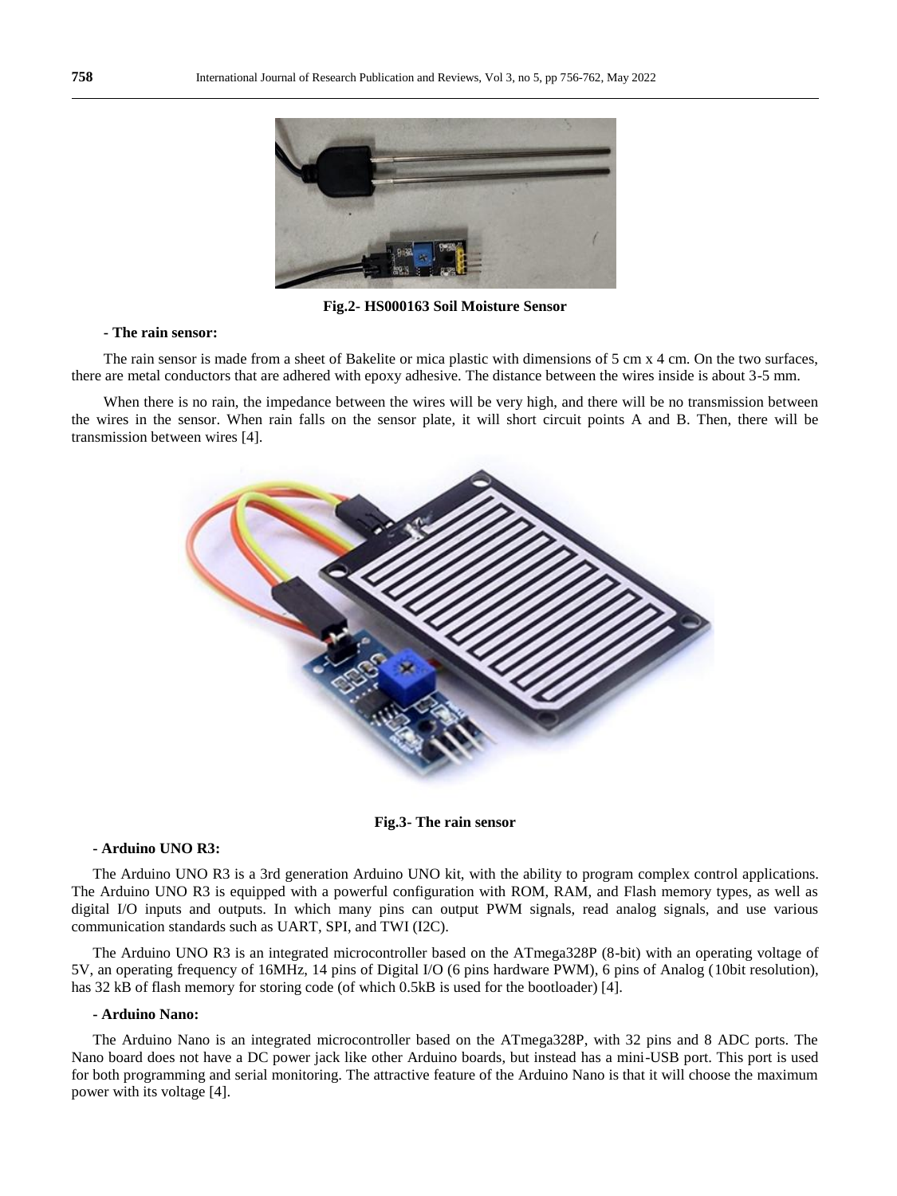Fig.2- HS000163 Soil Moisture Sensor

**- The rain sensor:**

The rain sensor is made from a sheet of Bakelite or mica plastic with dimensions of 5 cm x 4 cm. On the two surfaces, there are metal conductors that are adhered with epoxy adhesive. The distance between the wires inside is about 3-5 mm.

When there is no rain, the impedance between the wires will be very high, and there will be no transmission between the wires in the sensor. When rain falls on the sensor plate, it will short circuit points A and B. Then, there will be transmission between wires [4].

Fig.3- The rain sensor

**- Arduino UNO R3:**

The Arduino UNO R3 is a 3rd generation Arduino UNO kit, with the ability to program complex control applications. The Arduino UNO R3 is equipped with a powerful configuration with ROM, RAM, and Flash memory types, as well as digital I/O inputs and outputs. In which many pins can output PWM signals, read analog signals, and use various communication standards such as UART, SPI, and TWI (I2C).

The Arduino UNO R3 is an integrated microcontroller based on the ATmega328P (8-bit) with an operating voltage of 5V, an operating frequency of 16MHz, 14 pins of Digital I/O (6 pins hardware PWM), 6 pins of Analog (10bit resolution), has 32 kB of flash memory for storing code (of which 0.5kB is used for the bootloader) [4].

**- Arduino Nano:**

The Arduino Nano is an integrated microcontroller based on the ATmega328P, with 32 pins and 8 ADC ports. The Nano board does not have a DC power jack like other Arduino boards, but instead has a mini-USB port. This port is used for both programming and serial monitoring. The attractive feature of the Arduino Nano is that it will choose the maximum power with its voltage [4].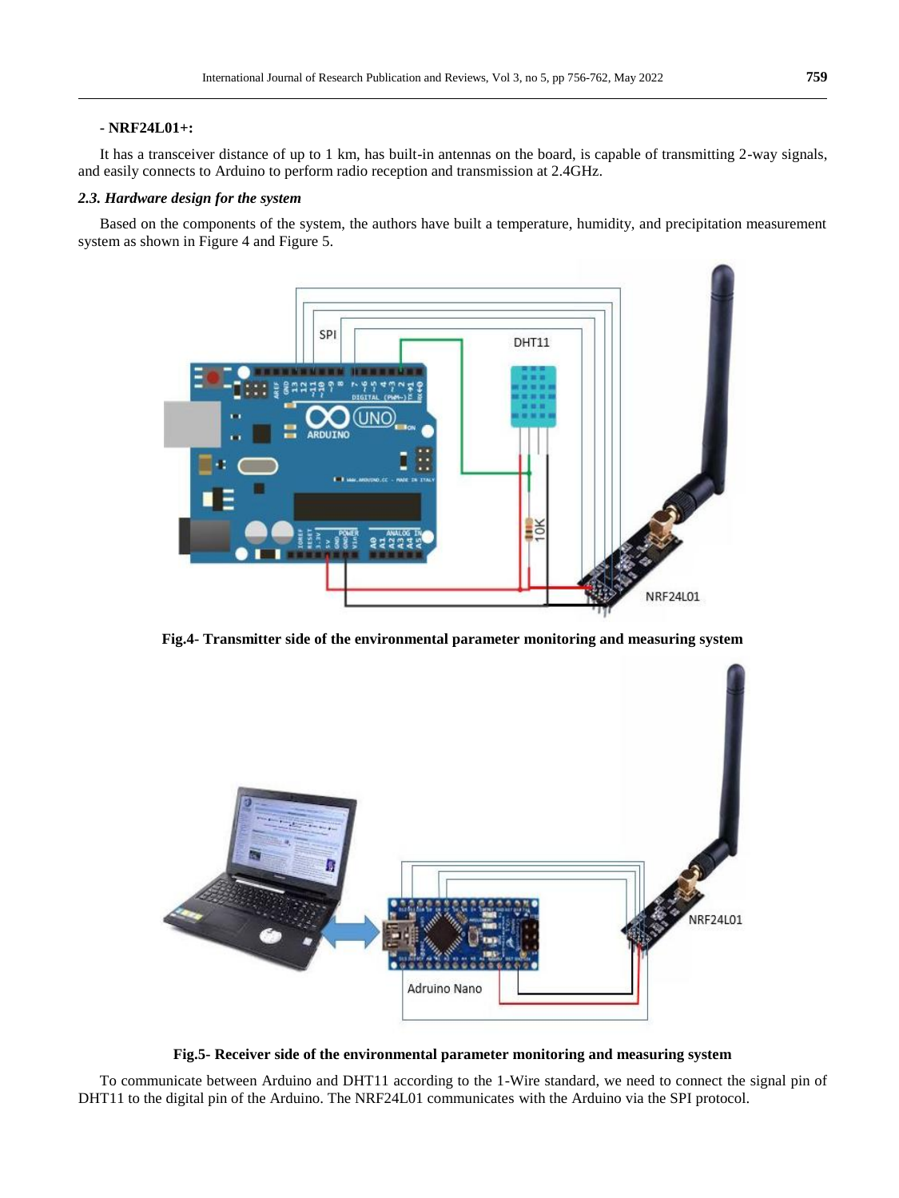**- NRF24L01+:**

It has a transceiver distance of up to 1 km, has built-in antennas on the board, is capable of transmitting 2-way signals, and easily connects to Arduino to perform radio reception and transmission at 2.4GHz.

### *2.3. Hardware design for the system*

Based on the components of the system, the authors have built a temperature, humidity, and precipitation measurement system as shown in Figure 4 and Figure 5.

**Fig.4- Transmitter side of the environmental parameter monitoring and measuring system**

**Fig.5- Receiver side of the environmental parameter monitoring and measuring system**

To communicate between Arduino and DHT11 according to the 1-Wire standard, we need to connect the signal pin of DHT11 to the digital pin of the Arduino. The NRF24L01 communicates with the Arduino via the SPI protocol.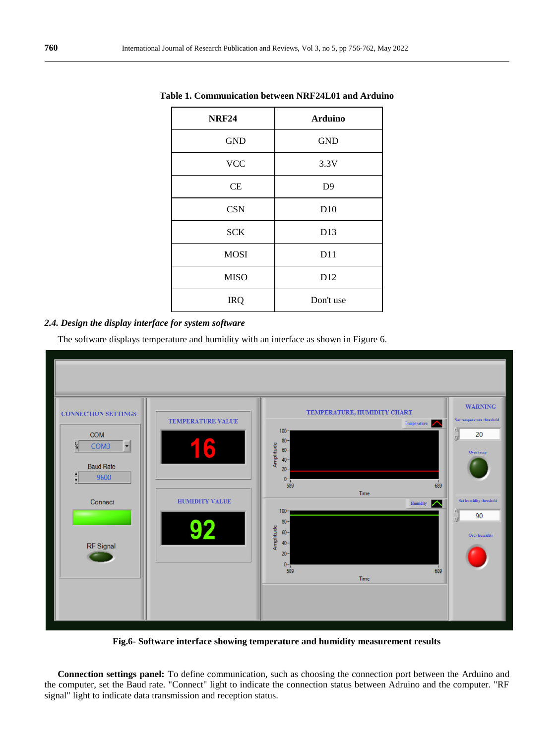**Table 1. Communication between NRF24L01 and Arduino**

| NRF24 | Arduino |
|---|---|
| GND | GND |
| VCC | 3.3V |
| CE | D9 |
| CSN | D10 |
| SCK | D13 |
| MOSI | D11 |
| MISO | D12 |
| IRQ | Don't use |

### *2.4. Design the display interface for system software*

The software displays temperature and humidity with an interface as shown in Figure 6.

**Fig.6- Software interface showing temperature and humidity measurement results**

**Connection settings panel:** To define communication, such as choosing the connection port between the Arduino and the computer, set the Baud rate. "Connect" light to indicate the connection status between Adruino and the computer. "RF signal" light to indicate data transmission and reception status.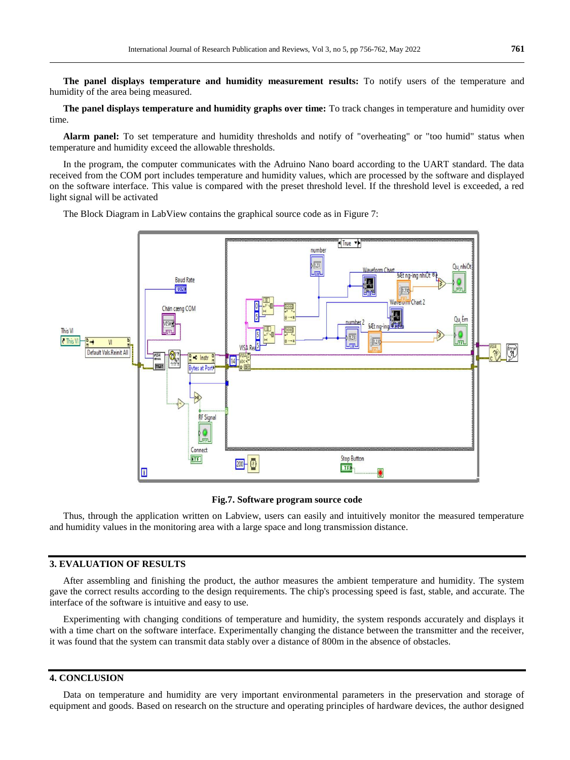**The panel displays temperature and humidity measurement results:** To notify users of the temperature and humidity of the area being measured.

**The panel displays temperature and humidity graphs over time:** To track changes in temperature and humidity over time.

**Alarm panel:** To set temperature and humidity thresholds and notify of "overheating" or "too humid" status when temperature and humidity exceed the allowable thresholds.

In the program, the computer communicates with the Adruino Nano board according to the UART standard. The data received from the COM port includes temperature and humidity values, which are processed by the software and displayed on the software interface. This value is compared with the preset threshold level. If the threshold level is exceeded, a red light signal will be activated

The Block Diagram in LabView contains the graphical source code as in Figure 7:

**Fig.7. Software program source code**

Thus, through the application written on Labview, users can easily and intuitively monitor the measured temperature and humidity values in the monitoring area with a large space and long transmission distance.

## 3. EVALUATION OF RESULTS

After assembling and finishing the product, the author measures the ambient temperature and humidity. The system gave the correct results according to the design requirements. The chip's processing speed is fast, stable, and accurate. The interface of the software is intuitive and easy to use.

Experimenting with changing conditions of temperature and humidity, the system responds accurately and displays it with a time chart on the software interface. Experimentally changing the distance between the transmitter and the receiver, it was found that the system can transmit data stably over a distance of 800m in the absence of obstacles.

## 4. CONCLUSION

Data on temperature and humidity are very important environmental parameters in the preservation and storage of equipment and goods. Based on research on the structure and operating principles of hardware devices, the author designed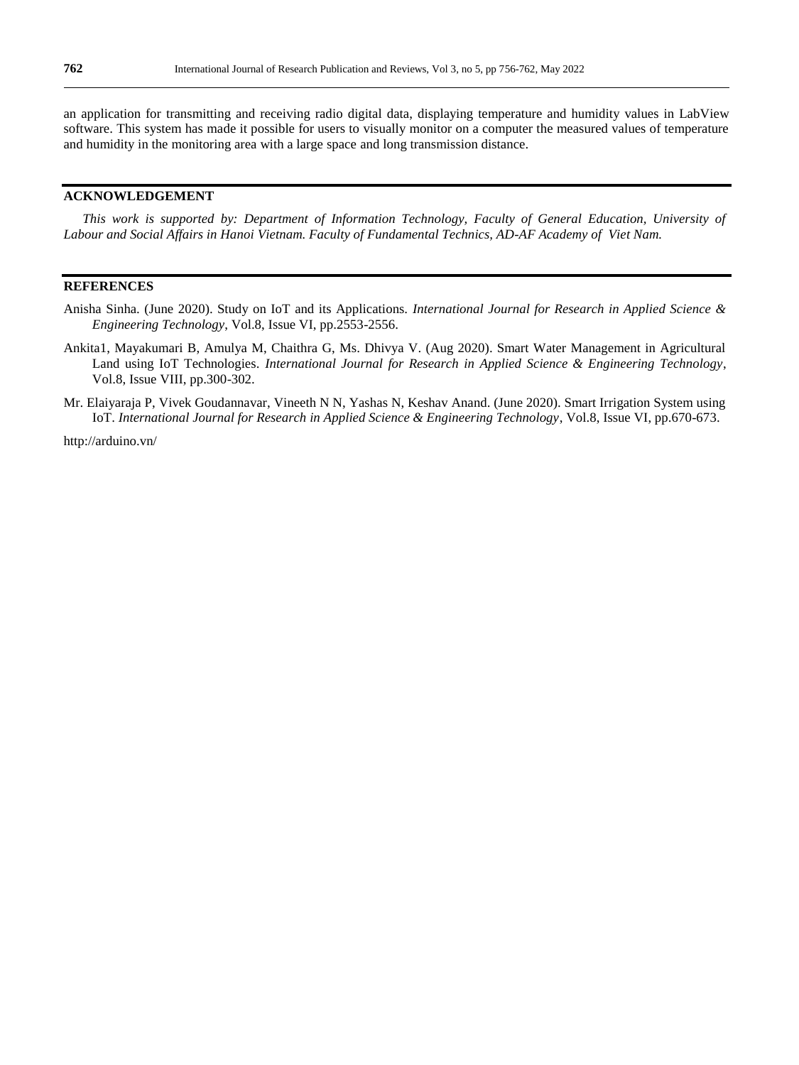an application for transmitting and receiving radio digital data, displaying temperature and humidity values in LabView software. This system has made it possible for users to visually monitor on a computer the measured values of temperature and humidity in the monitoring area with a large space and long transmission distance.

## ACKNOWLEDGEMENT

*This work is supported by: Department of Information Technology, Faculty of General Education, University of Labour and Social Affairs in Hanoi Vietnam. Faculty of Fundamental Technics, AD-AF Academy of Viet Nam.*

## REFERENCES

Anisha Sinha. (June 2020). Study on IoT and its Applications. *International Journal for Research in Applied Science & Engineering Technology*, Vol.8, Issue VI, pp.2553-2556.

Ankita1, Mayakumari B, Amulya M, Chaithra G, Ms. Dhivya V. (Aug 2020). Smart Water Management in Agricultural Land using IoT Technologies. *International Journal for Research in Applied Science & Engineering Technology*, Vol.8, Issue VIII, pp.300-302.

Mr. Elaiyaraja P, Vivek Goudannavar, Vineeth N N, Yashas N, Keshav Anand. (June 2020). Smart Irrigation System using IoT. *International Journal for Research in Applied Science & Engineering Technology*, Vol.8, Issue VI, pp.670-673.

http://arduino.vn/